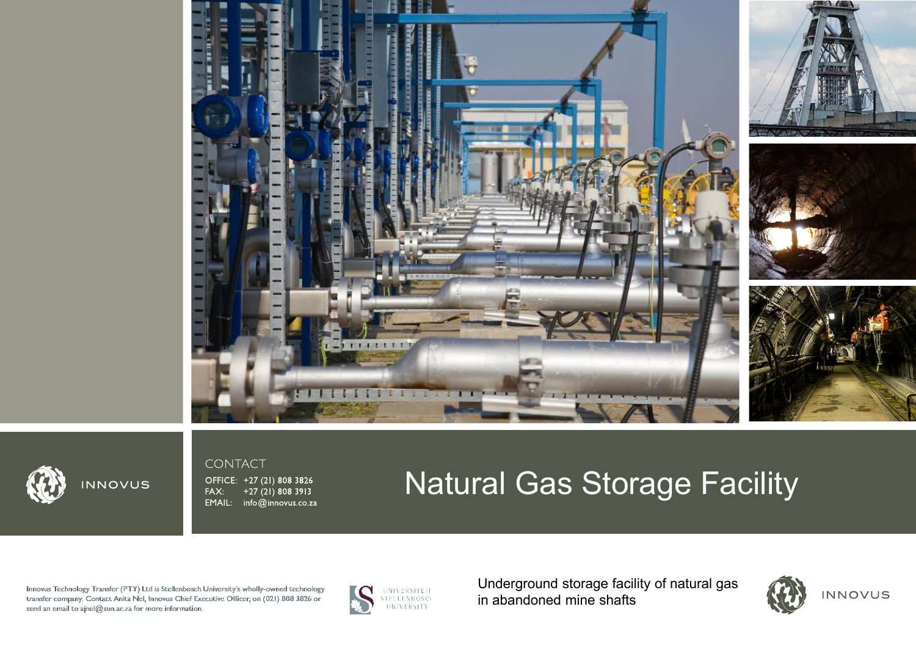INNOVUS

CONTACT

OFFICE: +27 (21) 808 3826
FAX: +27 (21) 808 3913
EMAIL: info@innovus.co.za

# Natural Gas Storage Facility

Innovus Technology Transfer (PTY) Ltd is Stellenbosch University's wholly-owned technology transfer company. Contact Anita Nel, Innovus Chief Executive Officer, on (021) 808 3826 or send an email to ajnel@sun.ac.za for more information.

UNIVERSITEIT STELLENBOSCH UNIVERSITY

Underground storage facility of natural gas in abandoned mine shafts

INNOVUS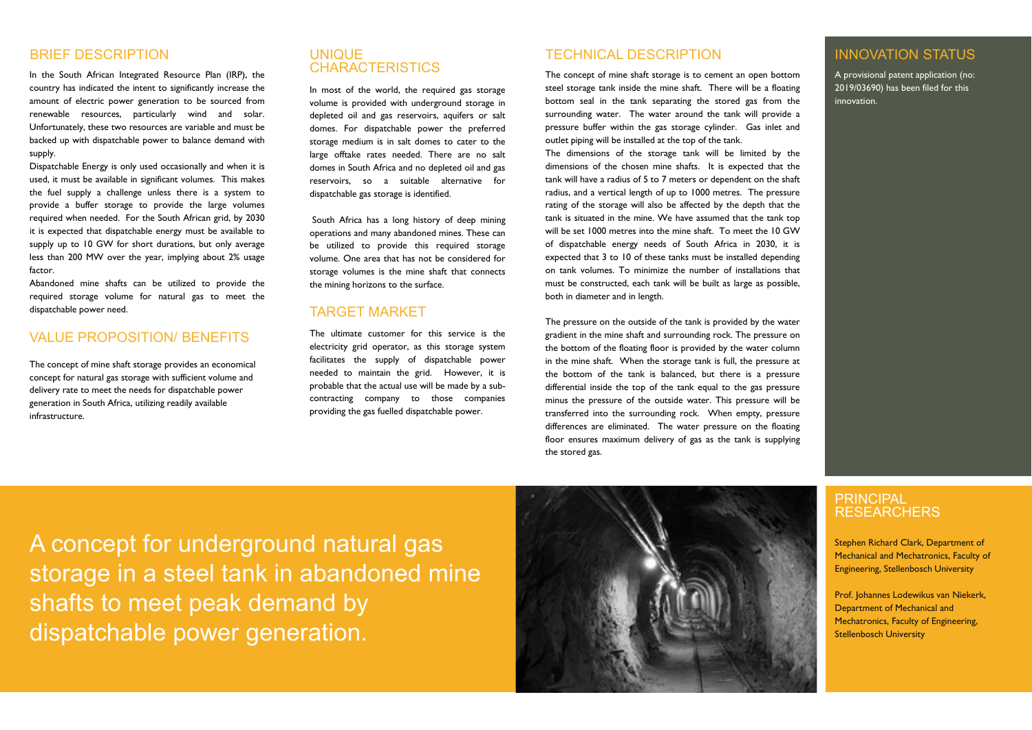## BRIEF DESCRIPTION

In the South African Integrated Resource Plan (IRP), the country has indicated the intent to significantly increase the amount of electric power generation to be sourced from renewable resources, particularly wind and solar. Unfortunately, these two resources are variable and must be backed up with dispatchable power to balance demand with supply.

Dispatchable Energy is only used occasionally and when it is used, it must be available in significant volumes. This makes the fuel supply a challenge unless there is a system to provide a buffer storage to provide the large volumes required when needed. For the South African grid, by 2030 it is expected that dispatchable energy must be available to supply up to 10 GW for short durations, but only average less than 200 MW over the year, implying about 2% usage factor.

Abandoned mine shafts can be utilized to provide the required storage volume for natural gas to meet the dispatchable power need.

## VALUE PROPOSITION/ BENEFITS

The concept of mine shaft storage provides an economical concept for natural gas storage with sufficient volume and delivery rate to meet the needs for dispatchable power generation in South Africa, utilizing readily available infrastructure.

## UNIQUE CHARACTERISTICS

In most of the world, the required gas storage volume is provided with underground storage in depleted oil and gas reservoirs, aquifers or salt domes. For dispatchable power the preferred storage medium is in salt domes to cater to the large offtake rates needed. There are no salt domes in South Africa and no depleted oil and gas reservoirs, so a suitable alternative for dispatchable gas storage is identified.

South Africa has a long history of deep mining operations and many abandoned mines. These can be utilized to provide this required storage volume. One area that has not be considered for storage volumes is the mine shaft that connects the mining horizons to the surface.

## TARGET MARKET

The ultimate customer for this service is the electricity grid operator, as this storage system facilitates the supply of dispatchable power needed to maintain the grid. However, it is probable that the actual use will be made by a sub-contracting company to those companies providing the gas fuelled dispatchable power.

## TECHNICAL DESCRIPTION

The concept of mine shaft storage is to cement an open bottom steel storage tank inside the mine shaft. There will be a floating bottom seal in the tank separating the stored gas from the surrounding water. The water around the tank will provide a pressure buffer within the gas storage cylinder. Gas inlet and outlet piping will be installed at the top of the tank.

The dimensions of the storage tank will be limited by the dimensions of the chosen mine shafts. It is expected that the tank will have a radius of 5 to 7 meters or dependent on the shaft radius, and a vertical length of up to 1000 metres. The pressure rating of the storage will also be affected by the depth that the tank is situated in the mine. We have assumed that the tank top will be set 1000 metres into the mine shaft. To meet the 10 GW of dispatchable energy needs of South Africa in 2030, it is expected that 3 to 10 of these tanks must be installed depending on tank volumes. To minimize the number of installations that must be constructed, each tank will be built as large as possible, both in diameter and in length.

The pressure on the outside of the tank is provided by the water gradient in the mine shaft and surrounding rock. The pressure on the bottom of the floating floor is provided by the water column in the mine shaft. When the storage tank is full, the pressure at the bottom of the tank is balanced, but there is a pressure differential inside the top of the tank equal to the gas pressure minus the pressure of the outside water. This pressure will be transferred into the surrounding rock. When empty, pressure differences are eliminated. The water pressure on the floating floor ensures maximum delivery of gas as the tank is supplying the stored gas.

## INNOVATION STATUS

A provisional patent application (no: 2019/03690) has been filed for this innovation.

# A concept for underground natural gas storage in a steel tank in abandoned mine shafts to meet peak demand by dispatchable power generation.

## PRINCIPAL RESEARCHERS

Stephen Richard Clark, Department of Mechanical and Mechatronics, Faculty of Engineering, Stellenbosch University

Prof. Johannes Lodewikus van Niekerk, Department of Mechanical and Mechatronics, Faculty of Engineering, Stellenbosch University